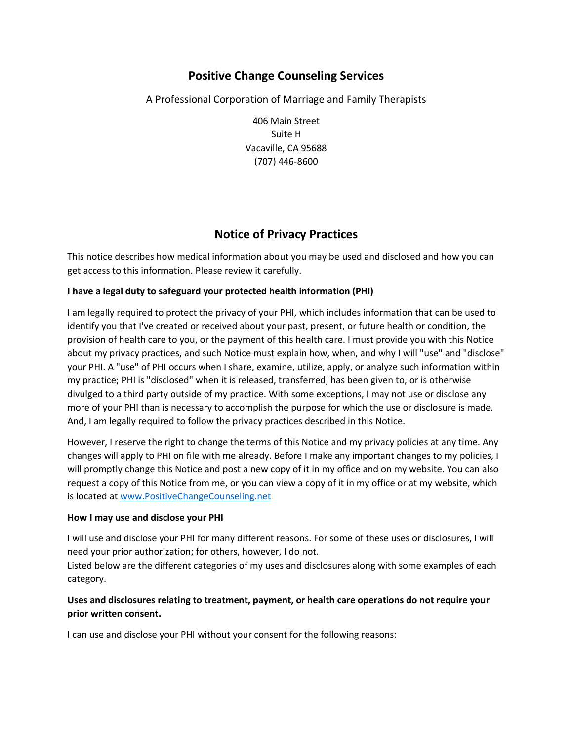# Positive Change Counseling Services

A Professional Corporation of Marriage and Family Therapists

406 Main Street
Suite H
Vacaville, CA 95688
(707) 446-8600

## Notice of Privacy Practices

This notice describes how medical information about you may be used and disclosed and how you can get access to this information. Please review it carefully.

**I have a legal duty to safeguard your protected health information (PHI)**

I am legally required to protect the privacy of your PHI, which includes information that can be used to identify you that I've created or received about your past, present, or future health or condition, the provision of health care to you, or the payment of this health care. I must provide you with this Notice about my privacy practices, and such Notice must explain how, when, and why I will "use" and "disclose" your PHI. A "use" of PHI occurs when I share, examine, utilize, apply, or analyze such information within my practice; PHI is "disclosed" when it is released, transferred, has been given to, or is otherwise divulged to a third party outside of my practice. With some exceptions, I may not use or disclose any more of your PHI than is necessary to accomplish the purpose for which the use or disclosure is made. And, I am legally required to follow the privacy practices described in this Notice.

However, I reserve the right to change the terms of this Notice and my privacy policies at any time. Any changes will apply to PHI on file with me already. Before I make any important changes to my policies, I will promptly change this Notice and post a new copy of it in my office and on my website. You can also request a copy of this Notice from me, or you can view a copy of it in my office or at my website, which is located at [www.PositiveChangeCounseling.net](http://www.PositiveChangeCounseling.net)

**How I may use and disclose your PHI**

I will use and disclose your PHI for many different reasons. For some of these uses or disclosures, I will need your prior authorization; for others, however, I do not.
Listed below are the different categories of my uses and disclosures along with some examples of each category.

**Uses and disclosures relating to treatment, payment, or health care operations do not require your prior written consent.**

I can use and disclose your PHI without your consent for the following reasons: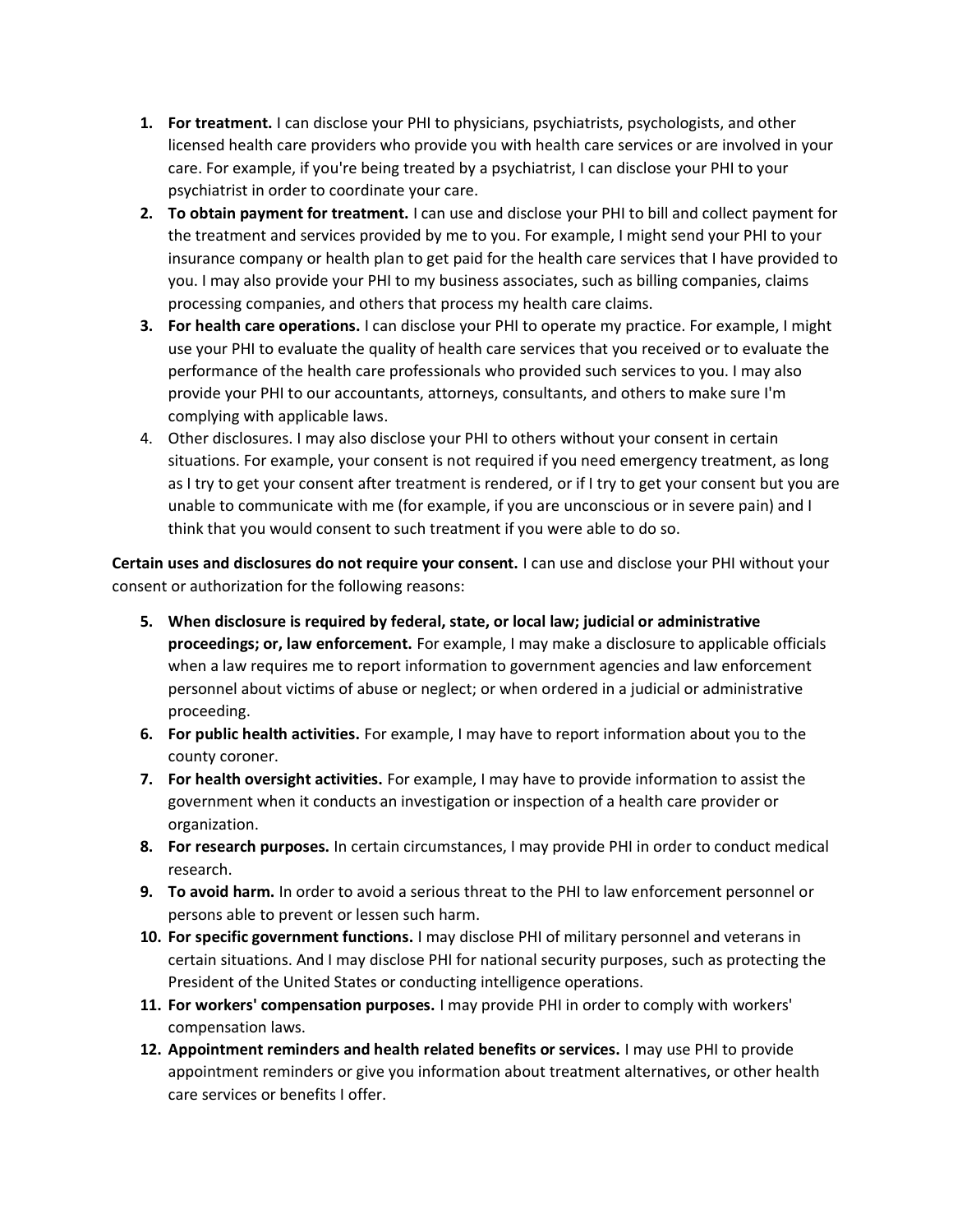1. **For treatment.** I can disclose your PHI to physicians, psychiatrists, psychologists, and other licensed health care providers who provide you with health care services or are involved in your care. For example, if you're being treated by a psychiatrist, I can disclose your PHI to your psychiatrist in order to coordinate your care.
2. **To obtain payment for treatment.** I can use and disclose your PHI to bill and collect payment for the treatment and services provided by me to you. For example, I might send your PHI to your insurance company or health plan to get paid for the health care services that I have provided to you. I may also provide your PHI to my business associates, such as billing companies, claims processing companies, and others that process my health care claims.
3. **For health care operations.** I can disclose your PHI to operate my practice. For example, I might use your PHI to evaluate the quality of health care services that you received or to evaluate the performance of the health care professionals who provided such services to you. I may also provide your PHI to our accountants, attorneys, consultants, and others to make sure I'm complying with applicable laws.
4. Other disclosures. I may also disclose your PHI to others without your consent in certain situations. For example, your consent is not required if you need emergency treatment, as long as I try to get your consent after treatment is rendered, or if I try to get your consent but you are unable to communicate with me (for example, if you are unconscious or in severe pain) and I think that you would consent to such treatment if you were able to do so.

**Certain uses and disclosures do not require your consent.** I can use and disclose your PHI without your consent or authorization for the following reasons:

5. **When disclosure is required by federal, state, or local law; judicial or administrative proceedings; or, law enforcement.** For example, I may make a disclosure to applicable officials when a law requires me to report information to government agencies and law enforcement personnel about victims of abuse or neglect; or when ordered in a judicial or administrative proceeding.
6. **For public health activities.** For example, I may have to report information about you to the county coroner.
7. **For health oversight activities.** For example, I may have to provide information to assist the government when it conducts an investigation or inspection of a health care provider or organization.
8. **For research purposes.** In certain circumstances, I may provide PHI in order to conduct medical research.
9. **To avoid harm.** In order to avoid a serious threat to the PHI to law enforcement personnel or persons able to prevent or lessen such harm.
10. **For specific government functions.** I may disclose PHI of military personnel and veterans in certain situations. And I may disclose PHI for national security purposes, such as protecting the President of the United States or conducting intelligence operations.
11. **For workers' compensation purposes.** I may provide PHI in order to comply with workers' compensation laws.
12. **Appointment reminders and health related benefits or services.** I may use PHI to provide appointment reminders or give you information about treatment alternatives, or other health care services or benefits I offer.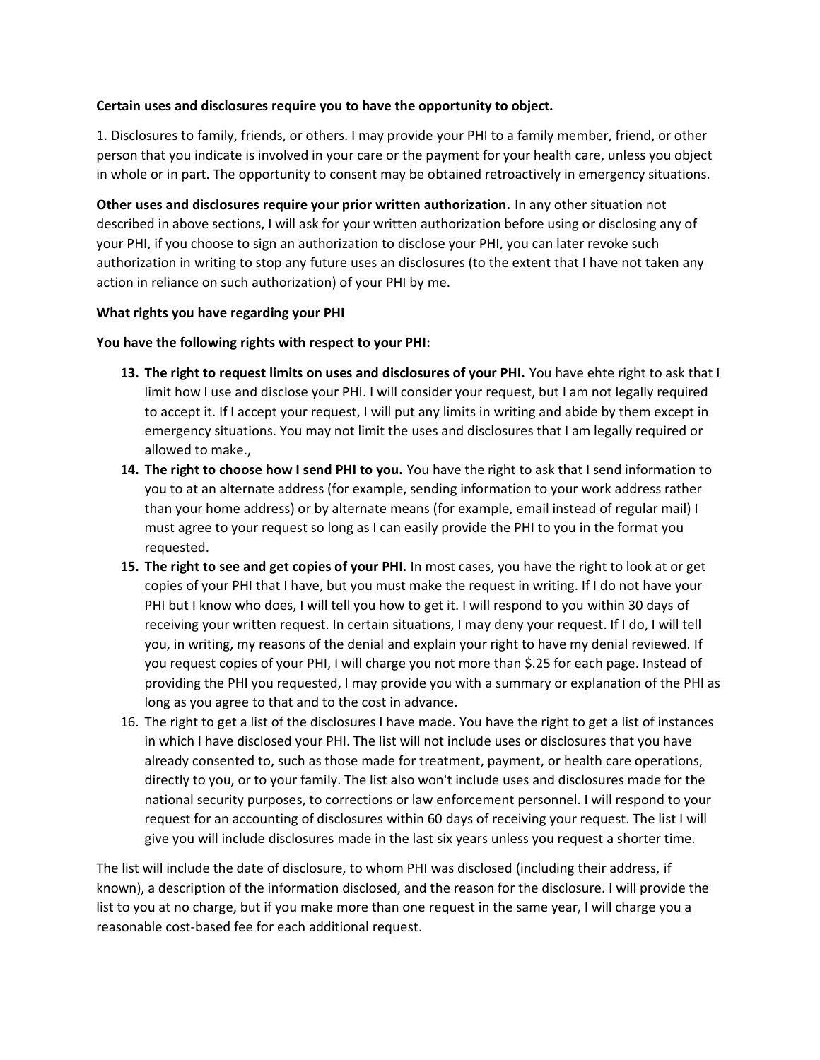**Certain uses and disclosures require you to have the opportunity to object.**

1. Disclosures to family, friends, or others. I may provide your PHI to a family member, friend, or other person that you indicate is involved in your care or the payment for your health care, unless you object in whole or in part. The opportunity to consent may be obtained retroactively in emergency situations.

**Other uses and disclosures require your prior written authorization.** In any other situation not described in above sections, I will ask for your written authorization before using or disclosing any of your PHI, if you choose to sign an authorization to disclose your PHI, you can later revoke such authorization in writing to stop any future uses an disclosures (to the extent that I have not taken any action in reliance on such authorization) of your PHI by me.

**What rights you have regarding your PHI**

**You have the following rights with respect to your PHI:**

13. **The right to request limits on uses and disclosures of your PHI.** You have ehte right to ask that I limit how I use and disclose your PHI. I will consider your request, but I am not legally required to accept it. If I accept your request, I will put any limits in writing and abide by them except in emergency situations. You may not limit the uses and disclosures that I am legally required or allowed to make.,
14. **The right to choose how I send PHI to you.** You have the right to ask that I send information to you to at an alternate address (for example, sending information to your work address rather than your home address) or by alternate means (for example, email instead of regular mail) I must agree to your request so long as I can easily provide the PHI to you in the format you requested.
15. **The right to see and get copies of your PHI.** In most cases, you have the right to look at or get copies of your PHI that I have, but you must make the request in writing. If I do not have your PHI but I know who does, I will tell you how to get it. I will respond to you within 30 days of receiving your written request. In certain situations, I may deny your request. If I do, I will tell you, in writing, my reasons of the denial and explain your right to have my denial reviewed. If you request copies of your PHI, I will charge you not more than $.25 for each page. Instead of providing the PHI you requested, I may provide you with a summary or explanation of the PHI as long as you agree to that and to the cost in advance.
16. The right to get a list of the disclosures I have made. You have the right to get a list of instances in which I have disclosed your PHI. The list will not include uses or disclosures that you have already consented to, such as those made for treatment, payment, or health care operations, directly to you, or to your family. The list also won't include uses and disclosures made for the national security purposes, to corrections or law enforcement personnel. I will respond to your request for an accounting of disclosures within 60 days of receiving your request. The list I will give you will include disclosures made in the last six years unless you request a shorter time.

The list will include the date of disclosure, to whom PHI was disclosed (including their address, if known), a description of the information disclosed, and the reason for the disclosure. I will provide the list to you at no charge, but if you make more than one request in the same year, I will charge you a reasonable cost-based fee for each additional request.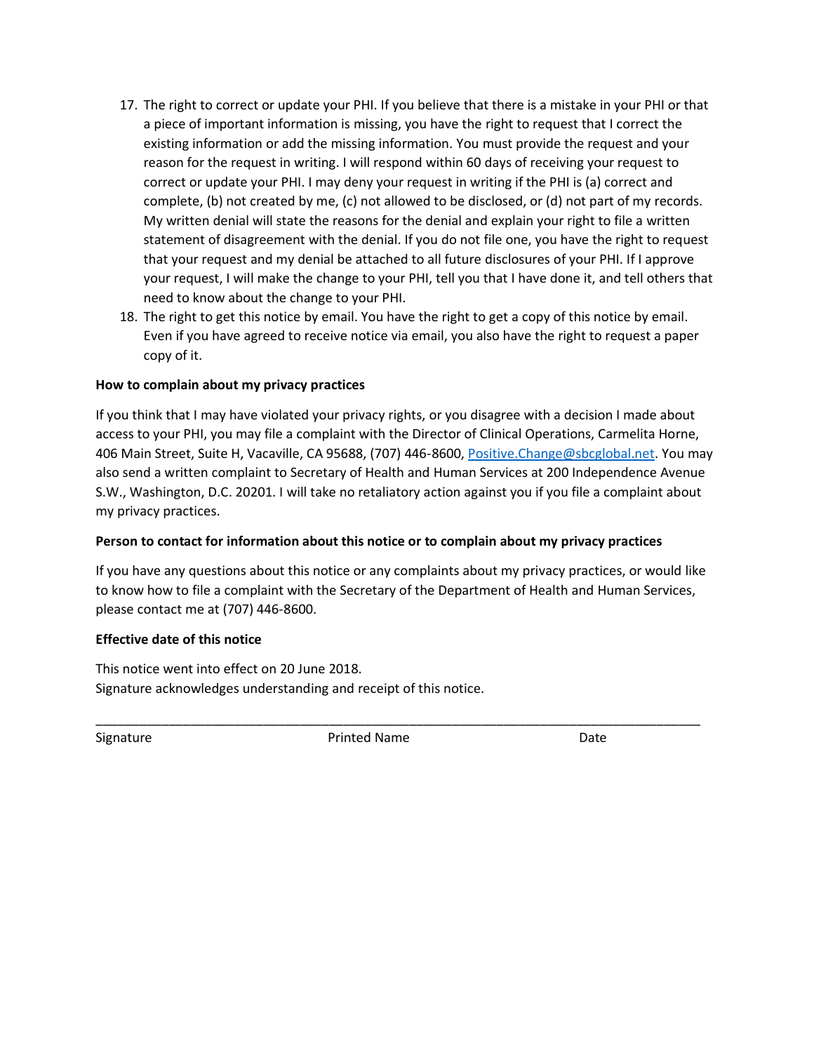17. The right to correct or update your PHI. If you believe that there is a mistake in your PHI or that a piece of important information is missing, you have the right to request that I correct the existing information or add the missing information. You must provide the request and your reason for the request in writing. I will respond within 60 days of receiving your request to correct or update your PHI. I may deny your request in writing if the PHI is (a) correct and complete, (b) not created by me, (c) not allowed to be disclosed, or (d) not part of my records. My written denial will state the reasons for the denial and explain your right to file a written statement of disagreement with the denial. If you do not file one, you have the right to request that your request and my denial be attached to all future disclosures of your PHI. If I approve your request, I will make the change to your PHI, tell you that I have done it, and tell others that need to know about the change to your PHI.
18. The right to get this notice by email. You have the right to get a copy of this notice by email. Even if you have agreed to receive notice via email, you also have the right to request a paper copy of it.

**How to complain about my privacy practices**

If you think that I may have violated your privacy rights, or you disagree with a decision I made about access to your PHI, you may file a complaint with the Director of Clinical Operations, Carmelita Horne, 406 Main Street, Suite H, Vacaville, CA 95688, (707) 446-8600, Positive.Change@sbcglobal.net. You may also send a written complaint to Secretary of Health and Human Services at 200 Independence Avenue S.W., Washington, D.C. 20201. I will take no retaliatory action against you if you file a complaint about my privacy practices.

**Person to contact for information about this notice or to complain about my privacy practices**

If you have any questions about this notice or any complaints about my privacy practices, or would like to know how to file a complaint with the Secretary of the Department of Health and Human Services, please contact me at (707) 446-8600.

**Effective date of this notice**

This notice went into effect on 20 June 2018.
Signature acknowledges understanding and receipt of this notice.

\_\_\_\_\_\_\_\_\_\_\_\_\_\_\_\_\_\_\_\_\_\_\_\_\_\_\_\_\_\_\_\_\_\_\_\_\_\_\_\_\_\_\_\_\_\_\_\_\_\_\_\_\_\_\_\_\_\_\_\_\_\_\_\_\_\_\_\_\_\_\_\_\_\_\_\_

Signature                    Printed Name                    Date